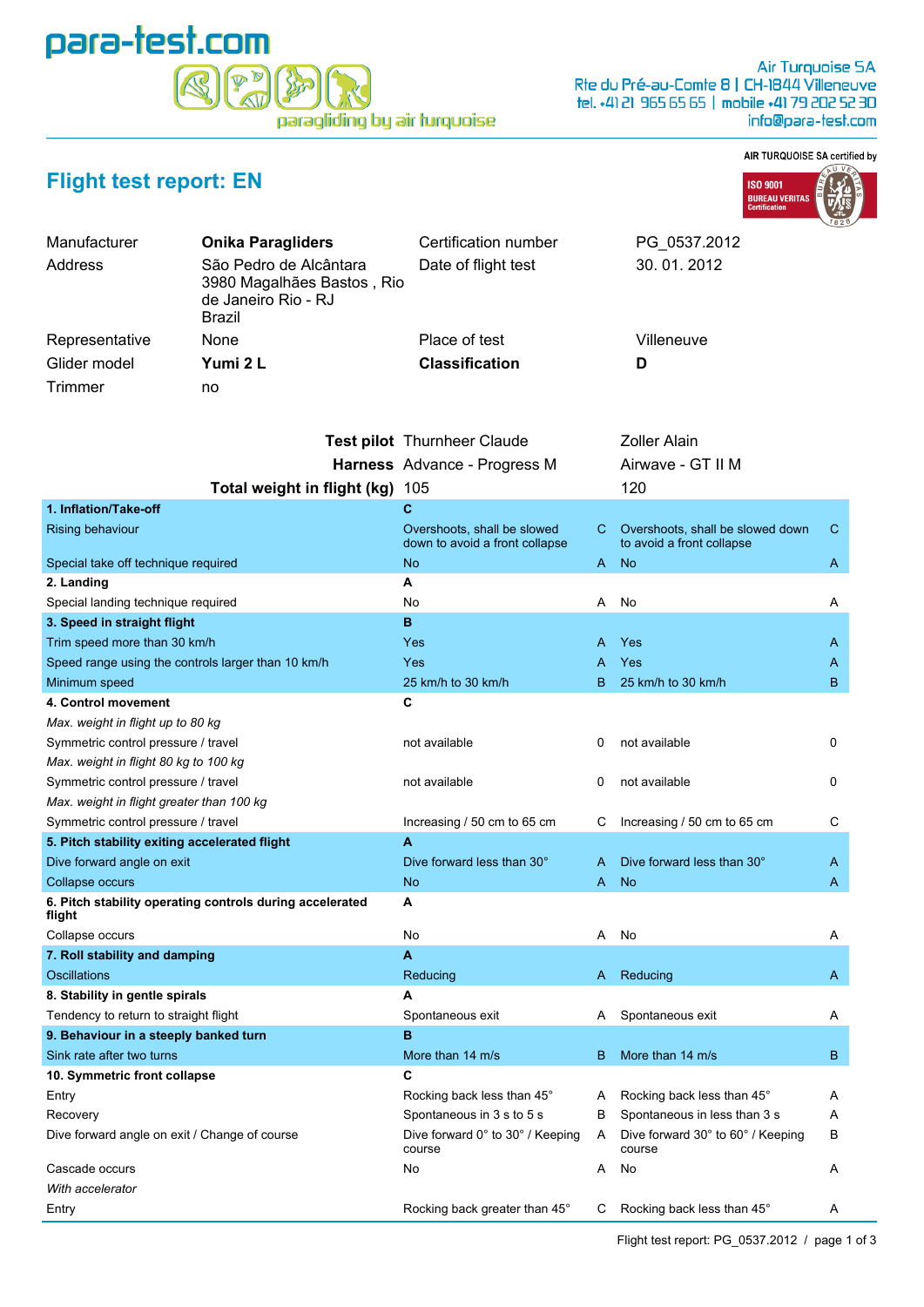para-test.com

paragliding by air turquoise

Air Turquoise SA
Rte du Pré-au-Comte 8 | CH-1844 Villeneuve
tel. +41 21 965 65 65 | mobile +41 79 202 52 30
info@para-test.com

AIR TURQUOISE SA certified by ISO 9001 BUREAU VERITAS Certification

# Flight test report: EN

| | | | |
|---|---|---|---|
| Manufacturer | **Onika Paragliders** | Certification number | PG_0537.2012 |
| Address | São Pedro de Alcântara 3980 Magalhães Bastos , Rio de Janeiro Rio - RJ Brazil | Date of flight test | 30. 01. 2012 |
| Representative | None | Place of test | Villeneuve |
| Glider model | **Yumi 2 L** | **Classification** | **D** |
| Trimmer | no | | |

| | | | | |
|---|---|---|---|---|
| **Test pilot** | Thurnheer Claude | | Zoller Alain | |
| **Harness** | Advance - Progress M | | Airwave - GT II M | |
| **Total weight in flight (kg)** | 105 | | 120 | |
| **1. Inflation/Take-off** | **C** | | | |
| Rising behaviour | Overshoots, shall be slowed down to avoid a front collapse | C | Overshoots, shall be slowed down to avoid a front collapse | C |
| Special take off technique required | No | A | No | A |
| **2. Landing** | **A** | | | |
| Special landing technique required | No | A | No | A |
| **3. Speed in straight flight** | **B** | | | |
| Trim speed more than 30 km/h | Yes | A | Yes | A |
| Speed range using the controls larger than 10 km/h | Yes | A | Yes | A |
| Minimum speed | 25 km/h to 30 km/h | B | 25 km/h to 30 km/h | B |
| **4. Control movement** | **C** | | | |
| *Max. weight in flight up to 80 kg* | | | | |
| Symmetric control pressure / travel | not available | 0 | not available | 0 |
| *Max. weight in flight 80 kg to 100 kg* | | | | |
| Symmetric control pressure / travel | not available | 0 | not available | 0 |
| *Max. weight in flight greater than 100 kg* | | | | |
| Symmetric control pressure / travel | Increasing / 50 cm to 65 cm | C | Increasing / 50 cm to 65 cm | C |
| **5. Pitch stability exiting accelerated flight** | **A** | | | |
| Dive forward angle on exit | Dive forward less than 30° | A | Dive forward less than 30° | A |
| Collapse occurs | No | A | No | A |
| **6. Pitch stability operating controls during accelerated flight** | **A** | | | |
| Collapse occurs | No | A | No | A |
| **7. Roll stability and damping** | **A** | | | |
| Oscillations | Reducing | A | Reducing | A |
| **8. Stability in gentle spirals** | **A** | | | |
| Tendency to return to straight flight | Spontaneous exit | A | Spontaneous exit | A |
| **9. Behaviour in a steeply banked turn** | **B** | | | |
| Sink rate after two turns | More than 14 m/s | B | More than 14 m/s | B |
| **10. Symmetric front collapse** | **C** | | | |
| Entry | Rocking back less than 45° | A | Rocking back less than 45° | A |
| Recovery | Spontaneous in 3 s to 5 s | B | Spontaneous in less than 3 s | A |
| Dive forward angle on exit / Change of course | Dive forward 0° to 30° / Keeping course | A | Dive forward 30° to 60° / Keeping course | B |
| Cascade occurs | No | A | No | A |
| *With accelerator* | | | | |
| Entry | Rocking back greater than 45° | C | Rocking back less than 45° | A |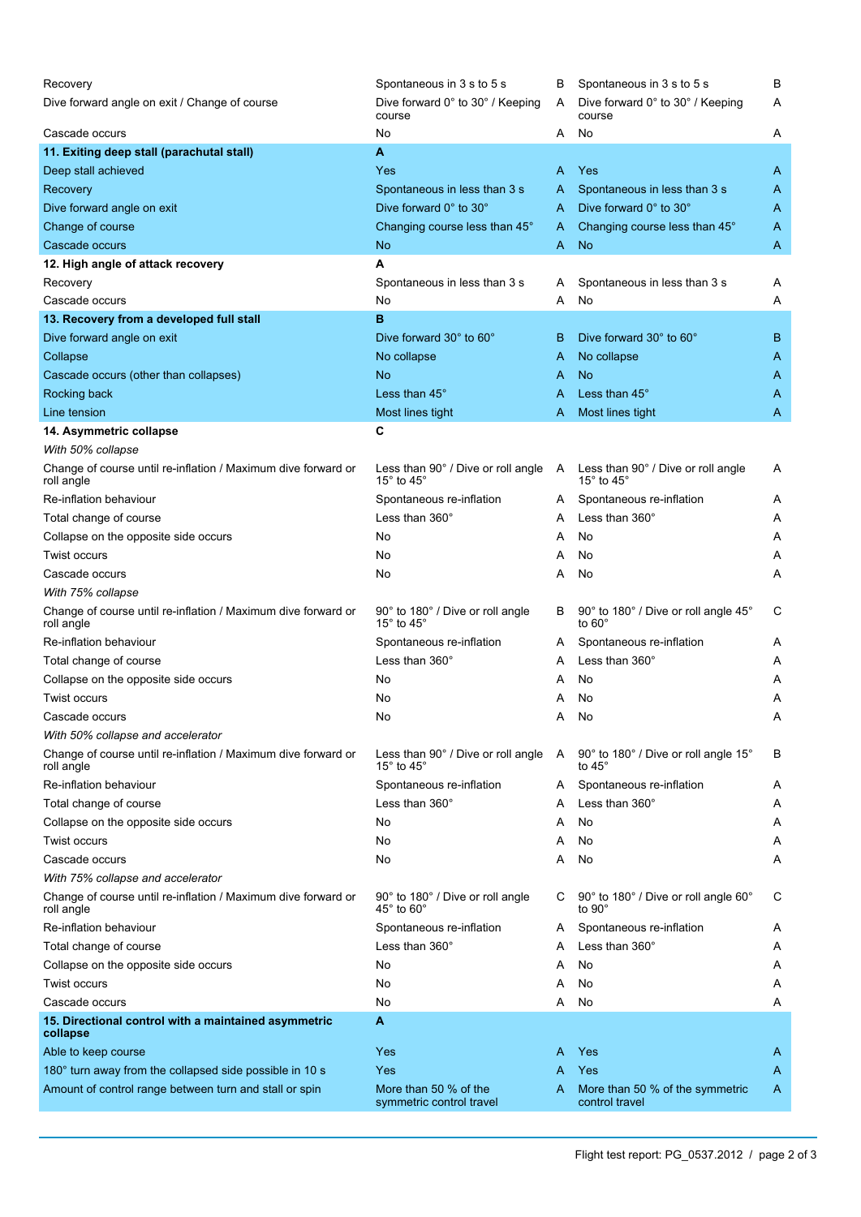| | | | | |
|---|---|---|---|---|
| Recovery | Spontaneous in 3 s to 5 s | B | Spontaneous in 3 s to 5 s | B |
| Dive forward angle on exit / Change of course | Dive forward 0° to 30° / Keeping course | A | Dive forward 0° to 30° / Keeping course | A |
| Cascade occurs | No | A | No | A |
| **11. Exiting deep stall (parachutal stall)** | **A** | | | |
| Deep stall achieved | Yes | A | Yes | A |
| Recovery | Spontaneous in less than 3 s | A | Spontaneous in less than 3 s | A |
| Dive forward angle on exit | Dive forward 0° to 30° | A | Dive forward 0° to 30° | A |
| Change of course | Changing course less than 45° | A | Changing course less than 45° | A |
| Cascade occurs | No | A | No | A |
| **12. High angle of attack recovery** | **A** | | | |
| Recovery | Spontaneous in less than 3 s | A | Spontaneous in less than 3 s | A |
| Cascade occurs | No | A | No | A |
| **13. Recovery from a developed full stall** | **B** | | | |
| Dive forward angle on exit | Dive forward 30° to 60° | B | Dive forward 30° to 60° | B |
| Collapse | No collapse | A | No collapse | A |
| Cascade occurs (other than collapses) | No | A | No | A |
| Rocking back | Less than 45° | A | Less than 45° | A |
| Line tension | Most lines tight | A | Most lines tight | A |
| **14. Asymmetric collapse** | **C** | | | |
| *With 50% collapse* | | | | |
| Change of course until re-inflation / Maximum dive forward or roll angle | Less than 90° / Dive or roll angle 15° to 45° | A | Less than 90° / Dive or roll angle 15° to 45° | A |
| Re-inflation behaviour | Spontaneous re-inflation | A | Spontaneous re-inflation | A |
| Total change of course | Less than 360° | A | Less than 360° | A |
| Collapse on the opposite side occurs | No | A | No | A |
| Twist occurs | No | A | No | A |
| Cascade occurs | No | A | No | A |
| *With 75% collapse* | | | | |
| Change of course until re-inflation / Maximum dive forward or roll angle | 90° to 180° / Dive or roll angle 15° to 45° | B | 90° to 180° / Dive or roll angle 45° to 60° | C |
| Re-inflation behaviour | Spontaneous re-inflation | A | Spontaneous re-inflation | A |
| Total change of course | Less than 360° | A | Less than 360° | A |
| Collapse on the opposite side occurs | No | A | No | A |
| Twist occurs | No | A | No | A |
| Cascade occurs | No | A | No | A |
| *With 50% collapse and accelerator* | | | | |
| Change of course until re-inflation / Maximum dive forward or roll angle | Less than 90° / Dive or roll angle 15° to 45° | A | 90° to 180° / Dive or roll angle 15° to 45° | B |
| Re-inflation behaviour | Spontaneous re-inflation | A | Spontaneous re-inflation | A |
| Total change of course | Less than 360° | A | Less than 360° | A |
| Collapse on the opposite side occurs | No | A | No | A |
| Twist occurs | No | A | No | A |
| Cascade occurs | No | A | No | A |
| *With 75% collapse and accelerator* | | | | |
| Change of course until re-inflation / Maximum dive forward or roll angle | 90° to 180° / Dive or roll angle 45° to 60° | C | 90° to 180° / Dive or roll angle 60° to 90° | C |
| Re-inflation behaviour | Spontaneous re-inflation | A | Spontaneous re-inflation | A |
| Total change of course | Less than 360° | A | Less than 360° | A |
| Collapse on the opposite side occurs | No | A | No | A |
| Twist occurs | No | A | No | A |
| Cascade occurs | No | A | No | A |
| **15. Directional control with a maintained asymmetric collapse** | **A** | | | |
| Able to keep course | Yes | A | Yes | A |
| 180° turn away from the collapsed side possible in 10 s | Yes | A | Yes | A |
| Amount of control range between turn and stall or spin | More than 50 % of the symmetric control travel | A | More than 50 % of the symmetric control travel | A |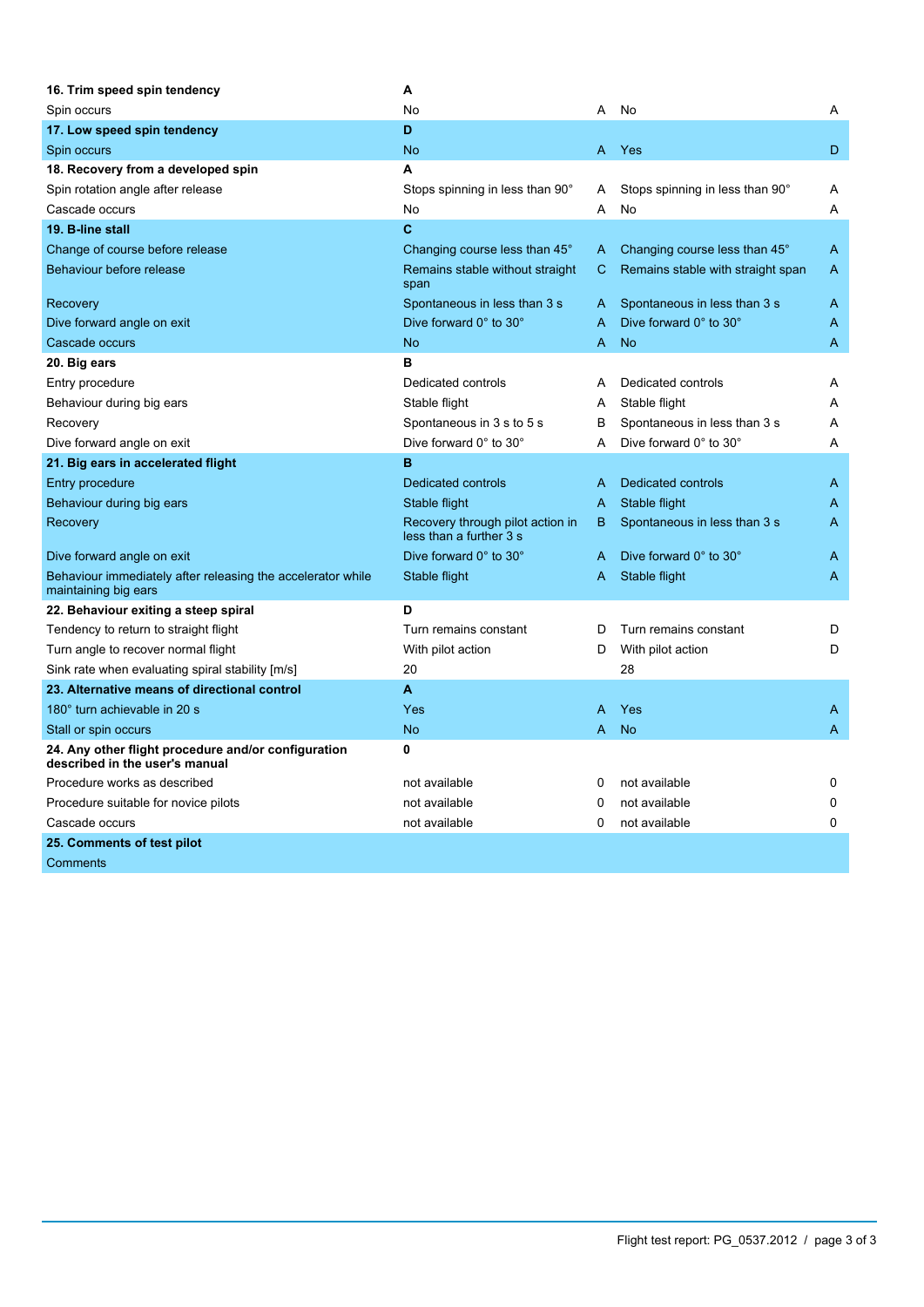| | | | | |
|---|---|---|---|---|
| **16. Trim speed spin tendency** | **A** | | | |
| Spin occurs | No | A | No | A |
| **17. Low speed spin tendency** | **D** | | | |
| Spin occurs | No | A | Yes | D |
| **18. Recovery from a developed spin** | **A** | | | |
| Spin rotation angle after release | Stops spinning in less than 90° | A | Stops spinning in less than 90° | A |
| Cascade occurs | No | A | No | A |
| **19. B-line stall** | **C** | | | |
| Change of course before release | Changing course less than 45° | A | Changing course less than 45° | A |
| Behaviour before release | Remains stable without straight span | C | Remains stable with straight span | A |
| Recovery | Spontaneous in less than 3 s | A | Spontaneous in less than 3 s | A |
| Dive forward angle on exit | Dive forward 0° to 30° | A | Dive forward 0° to 30° | A |
| Cascade occurs | No | A | No | A |
| **20. Big ears** | **B** | | | |
| Entry procedure | Dedicated controls | A | Dedicated controls | A |
| Behaviour during big ears | Stable flight | A | Stable flight | A |
| Recovery | Spontaneous in 3 s to 5 s | B | Spontaneous in less than 3 s | A |
| Dive forward angle on exit | Dive forward 0° to 30° | A | Dive forward 0° to 30° | A |
| **21. Big ears in accelerated flight** | **B** | | | |
| Entry procedure | Dedicated controls | A | Dedicated controls | A |
| Behaviour during big ears | Stable flight | A | Stable flight | A |
| Recovery | Recovery through pilot action in less than a further 3 s | B | Spontaneous in less than 3 s | A |
| Dive forward angle on exit | Dive forward 0° to 30° | A | Dive forward 0° to 30° | A |
| Behaviour immediately after releasing the accelerator while maintaining big ears | Stable flight | A | Stable flight | A |
| **22. Behaviour exiting a steep spiral** | **D** | | | |
| Tendency to return to straight flight | Turn remains constant | D | Turn remains constant | D |
| Turn angle to recover normal flight | With pilot action | D | With pilot action | D |
| Sink rate when evaluating spiral stability [m/s] | 20 | | 28 | |
| **23. Alternative means of directional control** | **A** | | | |
| 180° turn achievable in 20 s | Yes | A | Yes | A |
| Stall or spin occurs | No | A | No | A |
| **24. Any other flight procedure and/or configuration described in the user's manual** | **0** | | | |
| Procedure works as described | not available | 0 | not available | 0 |
| Procedure suitable for novice pilots | not available | 0 | not available | 0 |
| Cascade occurs | not available | 0 | not available | 0 |
| **25. Comments of test pilot** | | | | |
| Comments | | | | |

Flight test report: PG_0537.2012